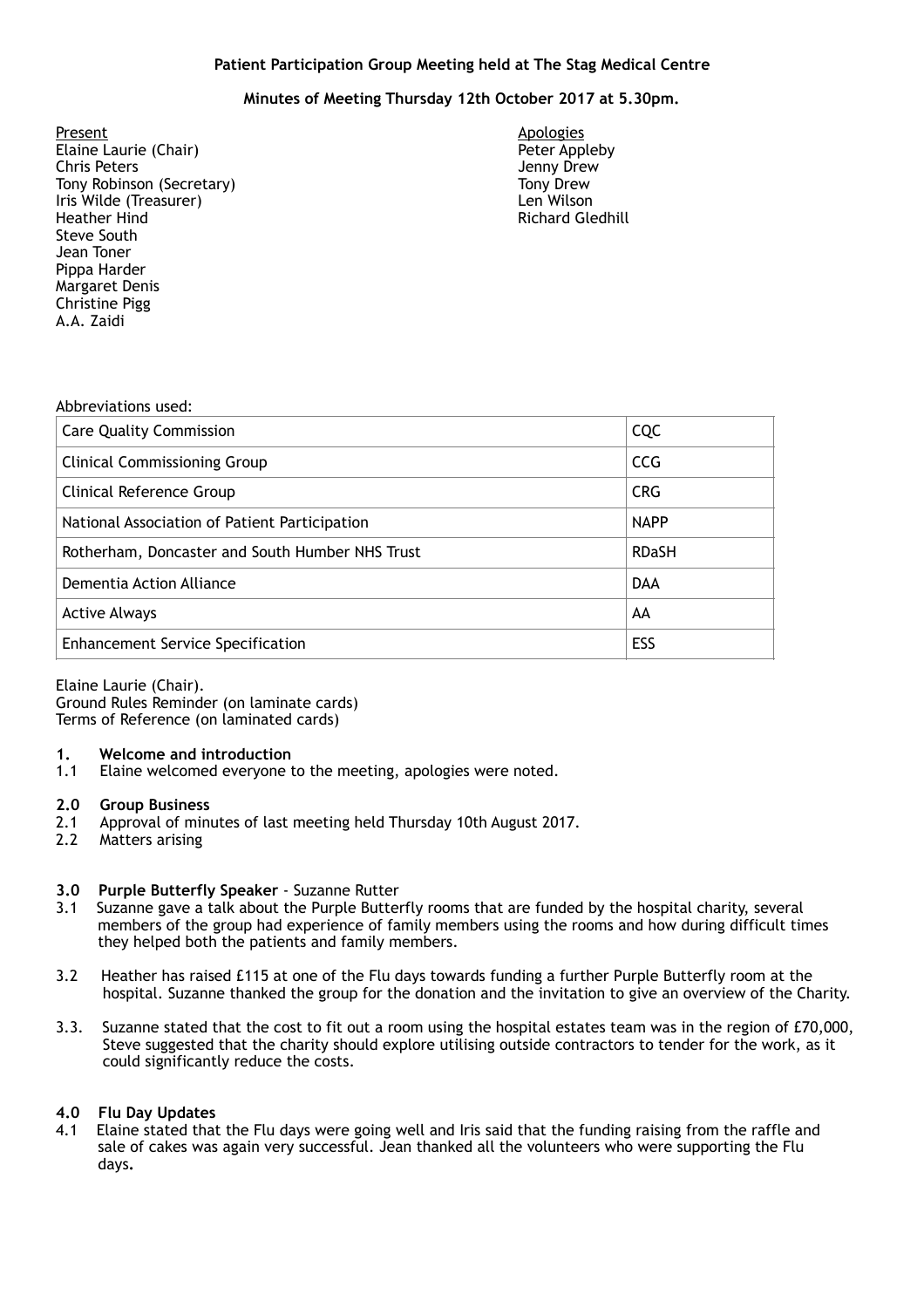**Patient Participation Group Meeting held at The Stag Medical Centre**

**Minutes of Meeting Thursday 12th October 2017 at 5.30pm.**

Present
Elaine Laurie (Chair)
Chris Peters
Tony Robinson (Secretary)
Iris Wilde (Treasurer)
Heather Hind
Steve South
Jean Toner
Pippa Harder
Margaret Denis
Christine Pigg
A.A. Zaidi

Apologies
Peter Appleby
Jenny Drew
Tony Drew
Len Wilson
Richard Gledhill

Abbreviations used:

| | |
|---|---|
| Care Quality Commission | CQC |
| Clinical Commissioning Group | CCG |
| Clinical Reference Group | CRG |
| National Association of Patient Participation | NAPP |
| Rotherham, Doncaster and South Humber NHS Trust | RDaSH |
| Dementia Action Alliance | DAA |
| Active Always | AA |
| Enhancement Service Specification | ESS |

Elaine Laurie (Chair).
Ground Rules Reminder (on laminate cards)
Terms of Reference (on laminated cards)

**1. Welcome and introduction**

1.1 Elaine welcomed everyone to the meeting, apologies were noted.

**2.0 Group Business**

2.1 Approval of minutes of last meeting held Thursday 10th August 2017.

2.2 Matters arising

**3.0 Purple Butterfly Speaker** - Suzanne Rutter

3.1 Suzanne gave a talk about the Purple Butterfly rooms that are funded by the hospital charity, several members of the group had experience of family members using the rooms and how during difficult times they helped both the patients and family members.

3.2 Heather has raised £115 at one of the Flu days towards funding a further Purple Butterfly room at the hospital. Suzanne thanked the group for the donation and the invitation to give an overview of the Charity.

3.3. Suzanne stated that the cost to fit out a room using the hospital estates team was in the region of £70,000, Steve suggested that the charity should explore utilising outside contractors to tender for the work, as it could significantly reduce the costs.

**4.0 Flu Day Updates**

4.1 Elaine stated that the Flu days were going well and Iris said that the funding raising from the raffle and sale of cakes was again very successful. Jean thanked all the volunteers who were supporting the Flu days**.**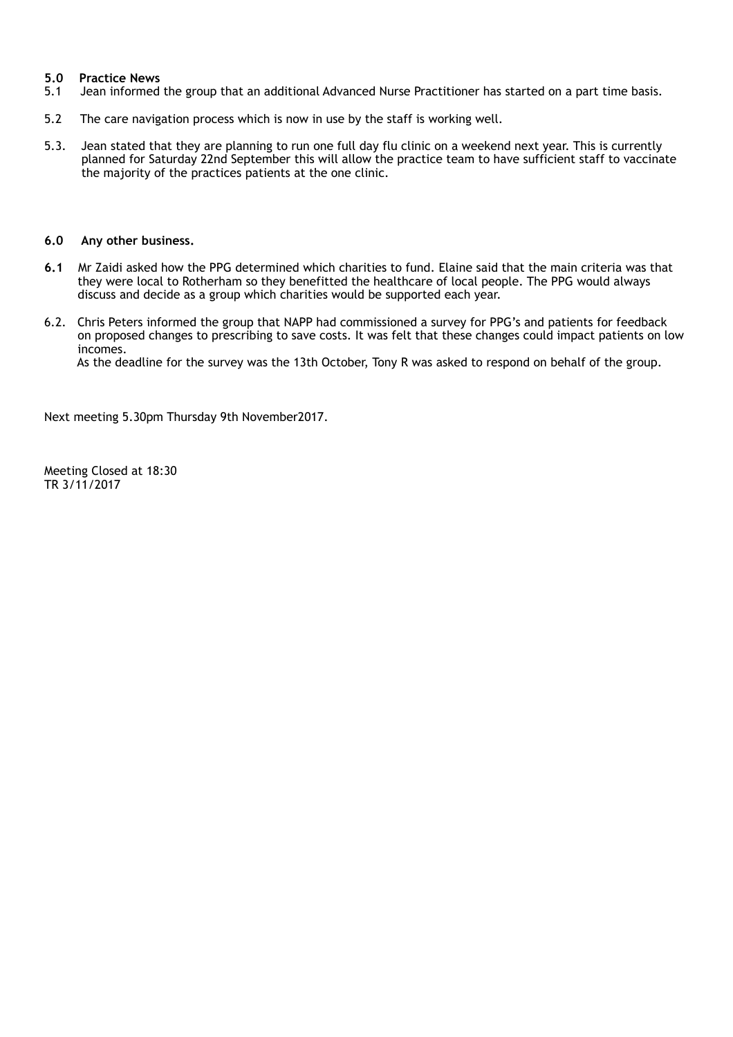## 5.0 Practice News

5.1 Jean informed the group that an additional Advanced Nurse Practitioner has started on a part time basis.

5.2 The care navigation process which is now in use by the staff is working well.

5.3. Jean stated that they are planning to run one full day flu clinic on a weekend next year. This is currently planned for Saturday 22nd September this will allow the practice team to have sufficient staff to vaccinate the majority of the practices patients at the one clinic.

## 6.0 Any other business.

**6.1** Mr Zaidi asked how the PPG determined which charities to fund. Elaine said that the main criteria was that they were local to Rotherham so they benefitted the healthcare of local people. The PPG would always discuss and decide as a group which charities would be supported each year.

6.2. Chris Peters informed the group that NAPP had commissioned a survey for PPG's and patients for feedback on proposed changes to prescribing to save costs. It was felt that these changes could impact patients on low incomes.
As the deadline for the survey was the 13th October, Tony R was asked to respond on behalf of the group.

Next meeting 5.30pm Thursday 9th November2017.

Meeting Closed at 18:30
TR 3/11/2017